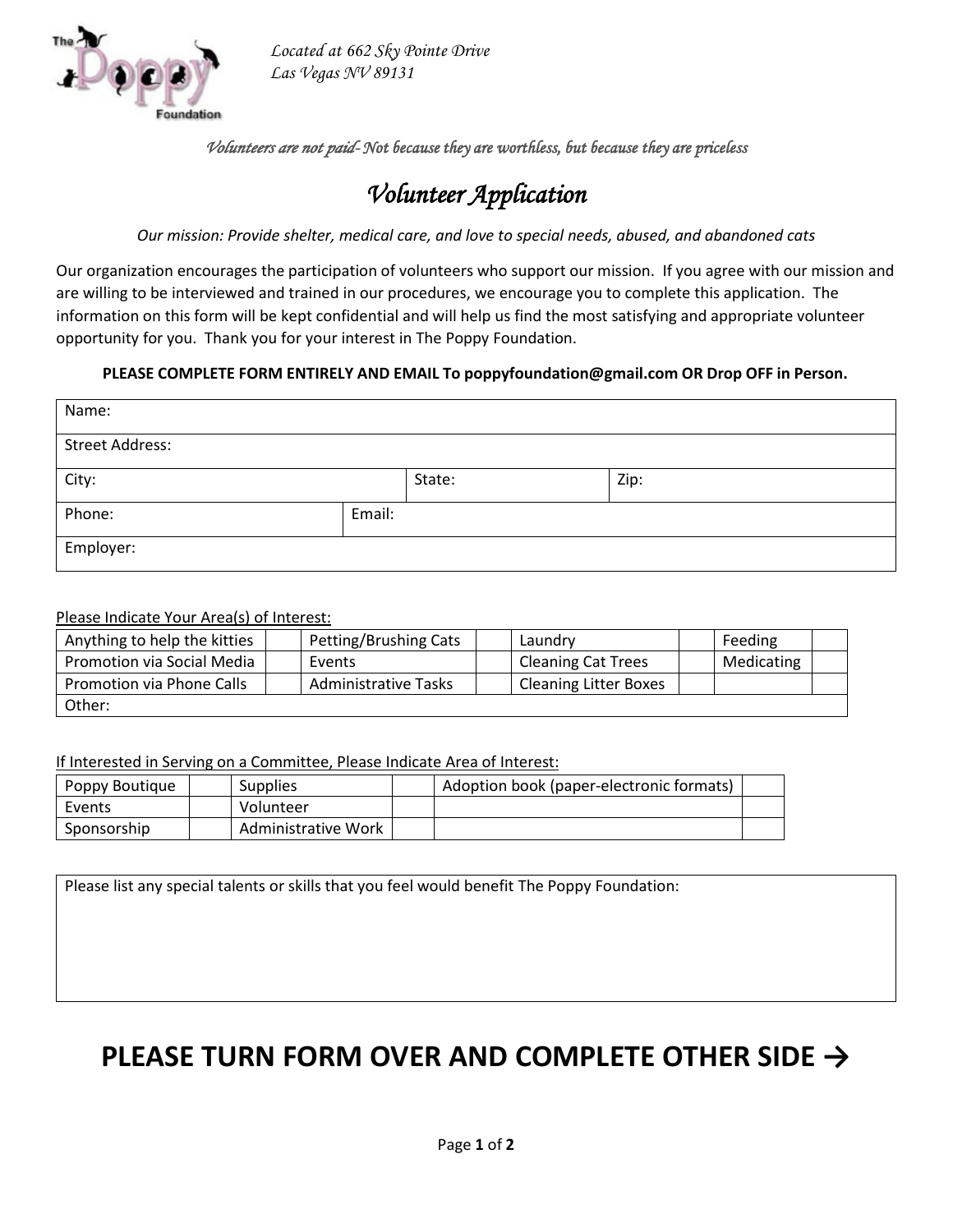*Located at 662 Sky Pointe Drive*
*Las Vegas NV 89131*

*Volunteers are not paid- Not because they are worthless, but because they are priceless*

# *Volunteer Application*

*Our mission: Provide shelter, medical care, and love to special needs, abused, and abandoned cats*

Our organization encourages the participation of volunteers who support our mission. If you agree with our mission and are willing to be interviewed and trained in our procedures, we encourage you to complete this application. The information on this form will be kept confidential and will help us find the most satisfying and appropriate volunteer opportunity for you. Thank you for your interest in The Poppy Foundation.

**PLEASE COMPLETE FORM ENTIRELY AND EMAIL To poppyfoundation@gmail.com OR Drop OFF in Person.**

| Name: | | |
|---|---|---|
| Street Address: | | |
| City: | State: | Zip: |
| Phone: | Email: | |
| Employer: | | |

Please Indicate Your Area(s) of Interest:

| Anything to help the kitties | | Petting/Brushing Cats | | Laundry | | Feeding | |
|---|---|---|---|---|---|---|---|
| Promotion via Social Media | | Events | | Cleaning Cat Trees | | Medicating | |
| Promotion via Phone Calls | | Administrative Tasks | | Cleaning Litter Boxes | | | |
| Other: | | | | | | | |

If Interested in Serving on a Committee, Please Indicate Area of Interest:

| Poppy Boutique | | Supplies | | Adoption book (paper-electronic formats) | |
|---|---|---|---|---|---|
| Events | | Volunteer | | | |
| Sponsorship | | Administrative Work | | | |

| Please list any special talents or skills that you feel would benefit The Poppy Foundation: |
|---|
| |

## PLEASE TURN FORM OVER AND COMPLETE OTHER SIDE →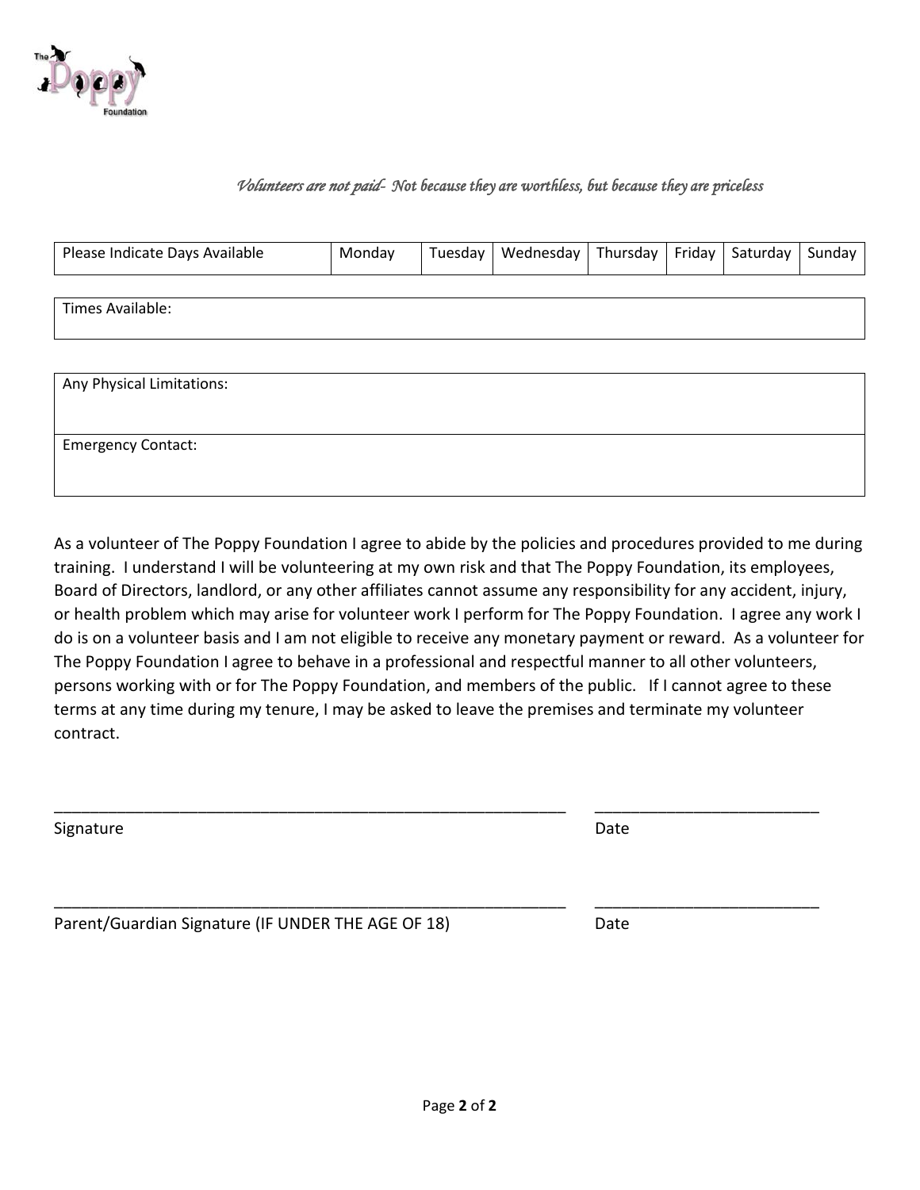*Volunteers are not paid- Not because they are worthless, but because they are priceless*

| | | | | | | | |
|---|---|---|---|---|---|---|---|
| Please Indicate Days Available | Monday | Tuesday | Wednesday | Thursday | Friday | Saturday | Sunday |

| |
|---|
| Times Available: |

| |
|---|
| Any Physical Limitations: |
| Emergency Contact: |

As a volunteer of The Poppy Foundation I agree to abide by the policies and procedures provided to me during training. I understand I will be volunteering at my own risk and that The Poppy Foundation, its employees, Board of Directors, landlord, or any other affiliates cannot assume any responsibility for any accident, injury, or health problem which may arise for volunteer work I perform for The Poppy Foundation. I agree any work I do is on a volunteer basis and I am not eligible to receive any monetary payment or reward. As a volunteer for The Poppy Foundation I agree to behave in a professional and respectful manner to all other volunteers, persons working with or for The Poppy Foundation, and members of the public. If I cannot agree to these terms at any time during my tenure, I may be asked to leave the premises and terminate my volunteer contract.

\_\_\_\_\_\_\_\_\_\_\_\_\_\_\_\_\_\_\_\_\_\_\_\_\_\_\_\_\_\_\_\_\_\_\_\_\_\_\_\_\_\_\_\_\_\_\_\_\_\_\_\_\_\_\_\_\_\_\_\_ \_\_\_\_\_\_\_\_\_\_\_\_\_\_\_\_\_\_\_\_\_\_\_\_\_\_

Signature Date

\_\_\_\_\_\_\_\_\_\_\_\_\_\_\_\_\_\_\_\_\_\_\_\_\_\_\_\_\_\_\_\_\_\_\_\_\_\_\_\_\_\_\_\_\_\_\_\_\_\_\_\_\_\_\_\_\_\_\_\_ \_\_\_\_\_\_\_\_\_\_\_\_\_\_\_\_\_\_\_\_\_\_\_\_\_\_

Parent/Guardian Signature (IF UNDER THE AGE OF 18) Date